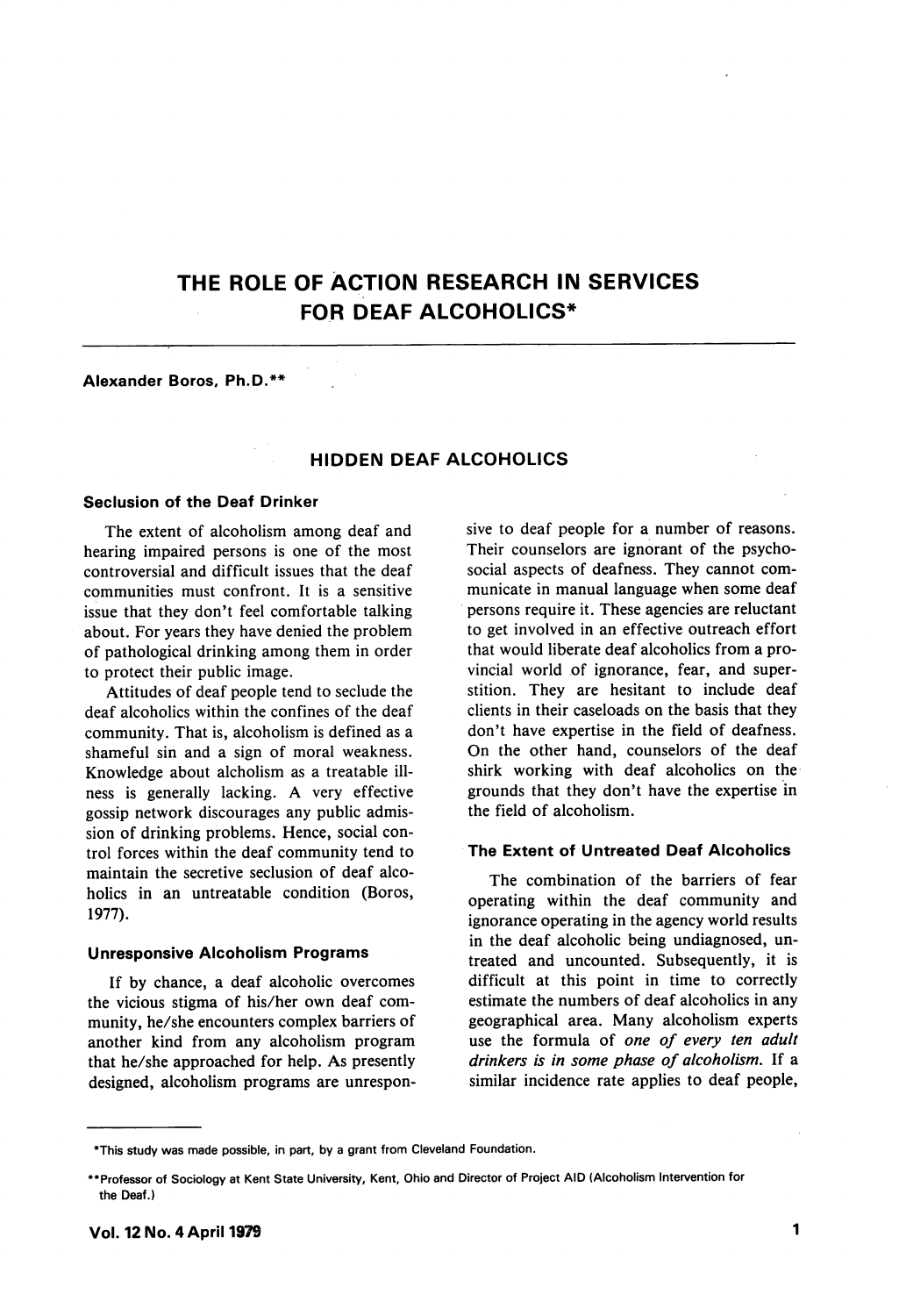# THE ROLE OF ACTION RESEARCH IN SERVICES FOR DEAF ALCOHOLICS*

**Alexander Boros, Ph.D.****

## HIDDEN DEAF ALCOHOLICS

### Seclusion of the Deaf Drinker

The extent of alcoholism among deaf and hearing impaired persons is one of the most controversial and difficult issues that the deaf communities must confront. It is a sensitive issue that they don't feel comfortable talking about. For years they have denied the problem of pathological drinking among them in order to protect their public image.

Attitudes of deaf people tend to seclude the deaf alcoholics within the confines of the deaf community. That is, alcoholism is defined as a shameful sin and a sign of moral weakness. Knowledge about alcholism as a treatable illness is generally lacking. A very effective gossip network discourages any public admission of drinking problems. Hence, social control forces within the deaf community tend to maintain the secretive seclusion of deaf alcoholics in an untreatable condition (Boros, 1977).

### Unresponsive Alcoholism Programs

If by chance, a deaf alcoholic overcomes the vicious stigma of his/her own deaf community, he/she encounters complex barriers of another kind from any alcoholism program that he/she approached for help. As presently designed, alcoholism programs are unresponsive to deaf people for a number of reasons. Their counselors are ignorant of the psychosocial aspects of deafness. They cannot communicate in manual language when some deaf persons require it. These agencies are reluctant to get involved in an effective outreach effort that would liberate deaf alcoholics from a provincial world of ignorance, fear, and superstition. They are hesitant to include deaf clients in their caseloads on the basis that they don't have expertise in the field of deafness. On the other hand, counselors of the deaf shirk working with deaf alcoholics on the grounds that they don't have the expertise in the field of alcoholism.

### The Extent of Untreated Deaf Alcoholics

The combination of the barriers of fear operating within the deaf community and ignorance operating in the agency world results in the deaf alcoholic being undiagnosed, untreated and uncounted. Subsequently, it is difficult at this point in time to correctly estimate the numbers of deaf alcoholics in any geographical area. Many alcoholism experts use the formula of *one of every ten adult drinkers is in some phase of alcoholism.* If a similar incidence rate applies to deaf people,

---

*This study was made possible, in part, by a grant from Cleveland Foundation.

**Professor of Sociology at Kent State University, Kent, Ohio and Director of Project AID (Alcoholism Intervention for the Deaf.)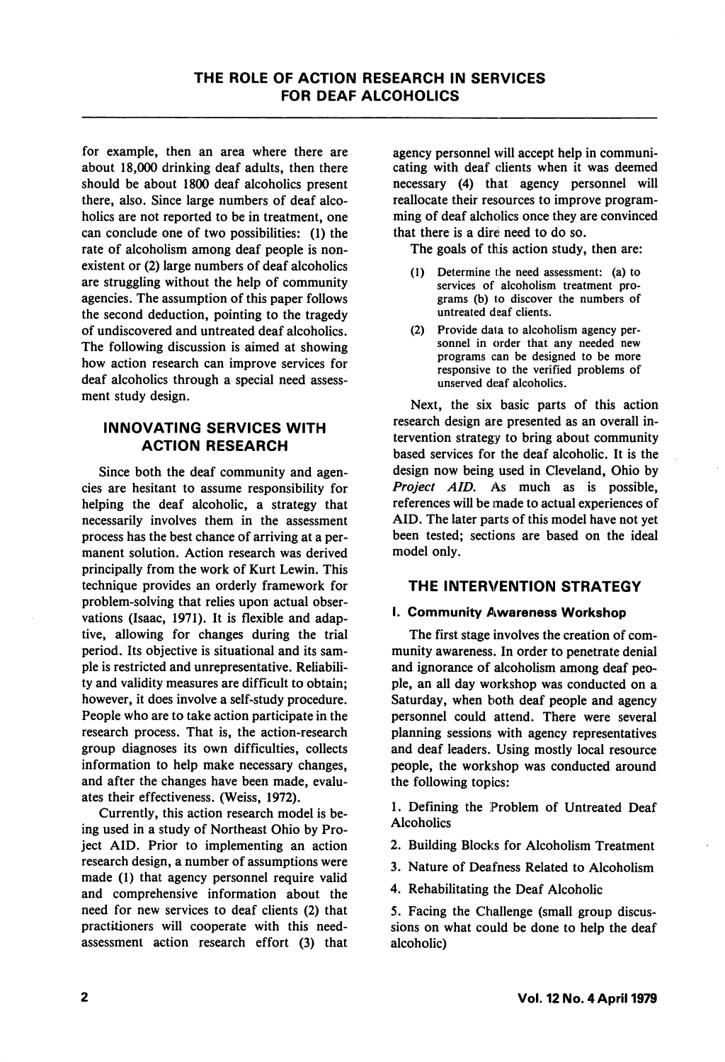for example, then an area where there are about 18,000 drinking deaf adults, then there should be about 1800 deaf alcoholics present there, also. Since large numbers of deaf alcoholics are not reported to be in treatment, one can conclude one of two possibilities: (1) the rate of alcoholism among deaf people is non-existent or (2) large numbers of deaf alcoholics are struggling without the help of community agencies. The assumption of this paper follows the second deduction, pointing to the tragedy of undiscovered and untreated deaf alcoholics. The following discussion is aimed at showing how action research can improve services for deaf alcoholics through a special need assessment study design.

## INNOVATING SERVICES WITH ACTION RESEARCH

Since both the deaf community and agencies are hesitant to assume responsibility for helping the deaf alcoholic, a strategy that necessarily involves them in the assessment process has the best chance of arriving at a permanent solution. Action research was derived principally from the work of Kurt Lewin. This technique provides an orderly framework for problem-solving that relies upon actual observations (Isaac, 1971). It is flexible and adaptive, allowing for changes during the trial period. Its objective is situational and its sample is restricted and unrepresentative. Reliability and validity measures are difficult to obtain; however, it does involve a self-study procedure. People who are to take action participate in the research process. That is, the action-research group diagnoses its own difficulties, collects information to help make necessary changes, and after the changes have been made, evaluates their effectiveness. (Weiss, 1972).

Currently, this action research model is being used in a study of Northeast Ohio by Project AID. Prior to implementing an action research design, a number of assumptions were made (1) that agency personnel require valid and comprehensive information about the need for new services to deaf clients (2) that practitioners will cooperate with this need-assessment action research effort (3) that agency personnel will accept help in communicating with deaf clients when it was deemed necessary (4) that agency personnel will reallocate their resources to improve programming of deaf alcholics once they are convinced that there is a dire need to do so.

The goals of this action study, then are:

(1) Determine the need assessment: (a) to services of alcoholism treatment programs (b) to discover the numbers of untreated deaf clients.
(2) Provide data to alcoholism agency personnel in order that any needed new programs can be designed to be more responsive to the verified problems of unserved deaf alcoholics.

Next, the six basic parts of this action research design are presented as an overall intervention strategy to bring about community based services for the deaf alcoholic. It is the design now being used in Cleveland, Ohio by *Project AID*. As much as is possible, references will be made to actual experiences of AID. The later parts of this model have not yet been tested; sections are based on the ideal model only.

## THE INTERVENTION STRATEGY

### I. Community Awareness Workshop

The first stage involves the creation of community awareness. In order to penetrate denial and ignorance of alcoholism among deaf people, an all day workshop was conducted on a Saturday, when both deaf people and agency personnel could attend. There were several planning sessions with agency representatives and deaf leaders. Using mostly local resource people, the workshop was conducted around the following topics:

1. Defining the Problem of Untreated Deaf Alcoholics
2. Building Blocks for Alcoholism Treatment
3. Nature of Deafness Related to Alcoholism
4. Rehabilitating the Deaf Alcoholic
5. Facing the Challenge (small group discussions on what could be done to help the deaf alcoholic)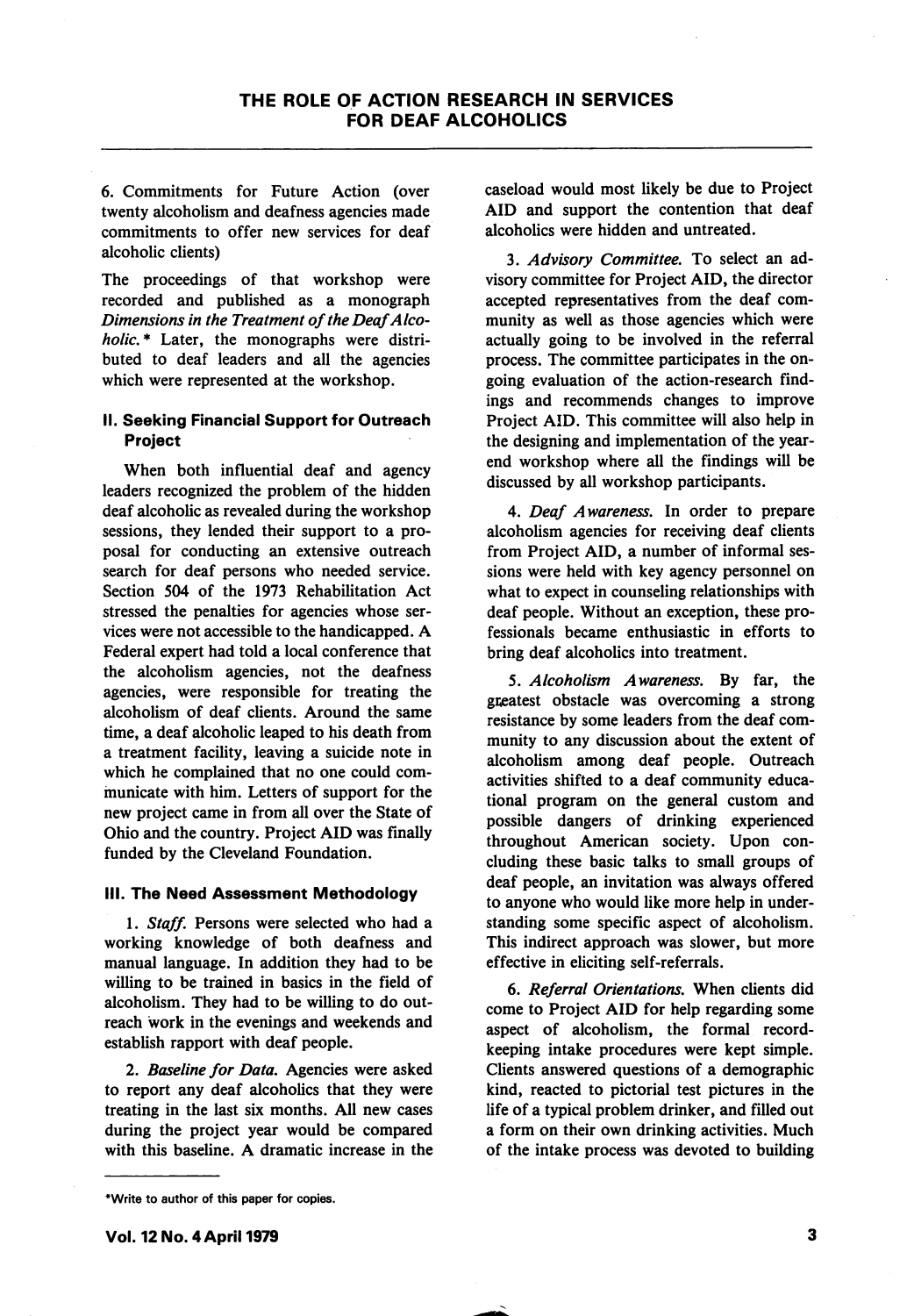6. Commitments for Future Action (over twenty alcoholism and deafness agencies made commitments to offer new services for deaf alcoholic clients)

The proceedings of that workshop were recorded and published as a monograph *Dimensions in the Treatment of the Deaf Alcoholic.** Later, the monographs were distributed to deaf leaders and all the agencies which were represented at the workshop.

### II. Seeking Financial Support for Outreach Project

When both influential deaf and agency leaders recognized the problem of the hidden deaf alcoholic as revealed during the workshop sessions, they lent their support to a proposal for conducting an extensive outreach search for deaf persons who needed service. Section 504 of the 1973 Rehabilitation Act stressed the penalties for agencies whose services were not accessible to the handicapped. A Federal expert had told a local conference that the alcoholism agencies, not the deafness agencies, were responsible for treating the alcoholism of deaf clients. Around the same time, a deaf alcoholic leaped to his death from a treatment facility, leaving a suicide note in which he complained that no one could communicate with him. Letters of support for the new project came in from all over the State of Ohio and the country. Project AID was finally funded by the Cleveland Foundation.

### III. The Need Assessment Methodology

1. *Staff.* Persons were selected who had a working knowledge of both deafness and manual language. In addition they had to be willing to be trained in basics in the field of alcoholism. They had to be willing to do outreach work in the evenings and weekends and establish rapport with deaf people.

2. *Baseline for Data.* Agencies were asked to report any deaf alcoholics that they were treating in the last six months. All new cases during the project year would be compared with this baseline. A dramatic increase in the caseload would most likely be due to Project AID and support the contention that deaf alcoholics were hidden and untreated.

3. *Advisory Committee.* To select an advisory committee for Project AID, the director accepted representatives from the deaf community as well as those agencies which were actually going to be involved in the referral process. The committee participates in the ongoing evaluation of the action-research findings and recommends changes to improve Project AID. This committee will also help in the designing and implementation of the year-end workshop where all the findings will be discussed by all workshop participants.

4. *Deaf Awareness.* In order to prepare alcoholism agencies for receiving deaf clients from Project AID, a number of informal sessions were held with key agency personnel on what to expect in counseling relationships with deaf people. Without an exception, these professionals became enthusiastic in efforts to bring deaf alcoholics into treatment.

5. *Alcoholism Awareness.* By far, the greatest obstacle was overcoming a strong resistance by some leaders from the deaf community to any discussion about the extent of alcoholism among deaf people. Outreach activities shifted to a deaf community educational program on the general custom and possible dangers of drinking experienced throughout American society. Upon concluding these basic talks to small groups of deaf people, an invitation was always offered to anyone who would like more help in understanding some specific aspect of alcoholism. This indirect approach was slower, but more effective in eliciting self-referrals.

6. *Referral Orientations.* When clients did come to Project AID for help regarding some aspect of alcoholism, the formal record-keeping intake procedures were kept simple. Clients answered questions of a demographic kind, reacted to pictorial test pictures in the life of a typical problem drinker, and filled out a form on their own drinking activities. Much of the intake process was devoted to building

*Write to author of this paper for copies.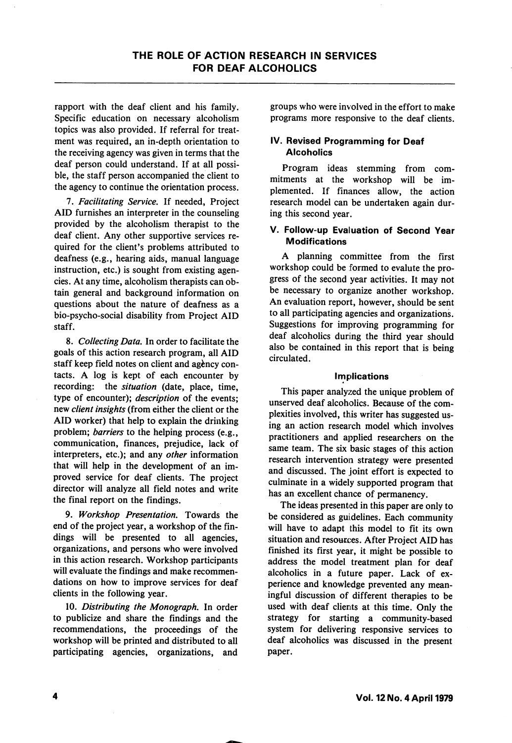rapport with the deaf client and his family. Specific education on necessary alcoholism topics was also provided. If referral for treatment was required, an in-depth orientation to the receiving agency was given in terms that the deaf person could understand. If at all possible, the staff person accompanied the client to the agency to continue the orientation process.

7. *Facilitating Service.* If needed, Project AID furnishes an interpreter in the counseling provided by the alcoholism therapist to the deaf client. Any other supportive services required for the client's problems attributed to deafness (e.g., hearing aids, manual language instruction, etc.) is sought from existing agencies. At any time, alcoholism therapists can obtain general and background information on questions about the nature of deafness as a bio-psycho-social disability from Project AID staff.

8. *Collecting Data.* In order to facilitate the goals of this action research program, all AID staff keep field notes on client and agency contacts. A log is kept of each encounter by recording: the *situation* (date, place, time, type of encounter); *description* of the events; new *client insights* (from either the client or the AID worker) that help to explain the drinking problem; *barriers* to the helping process (e.g., communication, finances, prejudice, lack of interpreters, etc.); and any *other* information that will help in the development of an improved service for deaf clients. The project director will analyze all field notes and write the final report on the findings.

9. *Workshop Presentation.* Towards the end of the project year, a workshop of the findings will be presented to all agencies, organizations, and persons who were involved in this action research. Workshop participants will evaluate the findings and make recommendations on how to improve services for deaf clients in the following year.

10. *Distributing the Monograph.* In order to publicize and share the findings and the recommendations, the proceedings of the workshop will be printed and distributed to all participating agencies, organizations, and groups who were involved in the effort to make programs more responsive to the deaf clients.

### IV. Revised Programming for Deaf Alcoholics

Program ideas stemming from commitments at the workshop will be implemented. If finances allow, the action research model can be undertaken again during this second year.

### V. Follow-up Evaluation of Second Year Modifications

A planning committee from the first workshop could be formed to evalute the progress of the second year activities. It may not be necessary to organize another workshop. An evaluation report, however, should be sent to all participating agencies and organizations. Suggestions for improving programming for deaf alcoholics during the third year should also be contained in this report that is being circulated.

## Implications

This paper analyzed the unique problem of unserved deaf alcoholics. Because of the complexities involved, this writer has suggested using an action research model which involves practitioners and applied researchers on the same team. The six basic stages of this action research intervention strategy were presented and discussed. The joint effort is expected to culminate in a widely supported program that has an excellent chance of permanency.

The ideas presented in this paper are only to be considered as guidelines. Each community will have to adapt this model to fit its own situation and resources. After Project AID has finished its first year, it might be possible to address the model treatment plan for deaf alcoholics in a future paper. Lack of experience and knowledge prevented any meaningful discussion of different therapies to be used with deaf clients at this time. Only the strategy for starting a community-based system for delivering responsive services to deaf alcoholics was discussed in the present paper.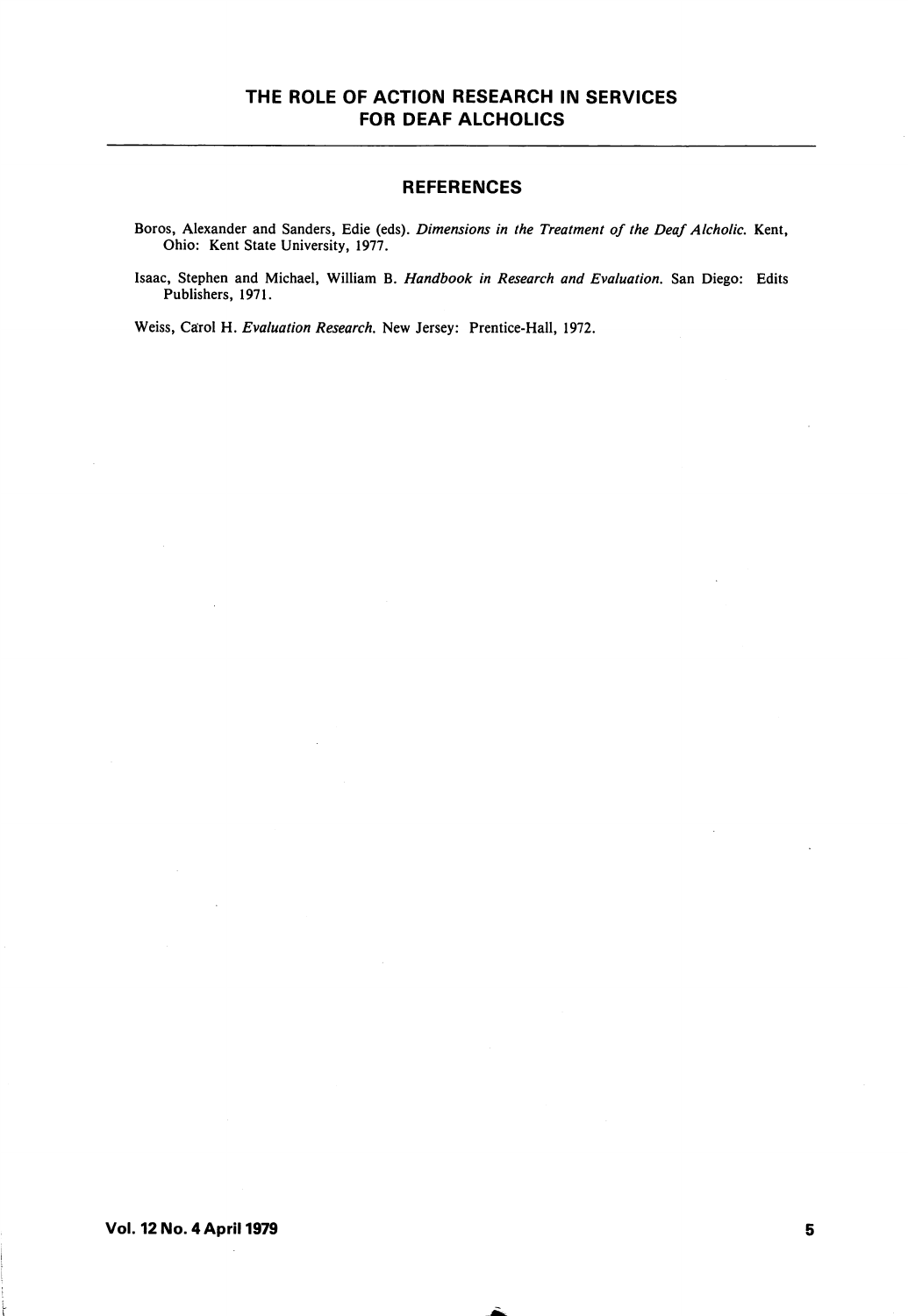## REFERENCES

Boros, Alexander and Sanders, Edie (eds). *Dimensions in the Treatment of the Deaf Alcholic.* Kent, Ohio: Kent State University, 1977.

Isaac, Stephen and Michael, William B. *Handbook in Research and Evaluation.* San Diego: Edits Publishers, 1971.

Weiss, Carol H. *Evaluation Research.* New Jersey: Prentice-Hall, 1972.